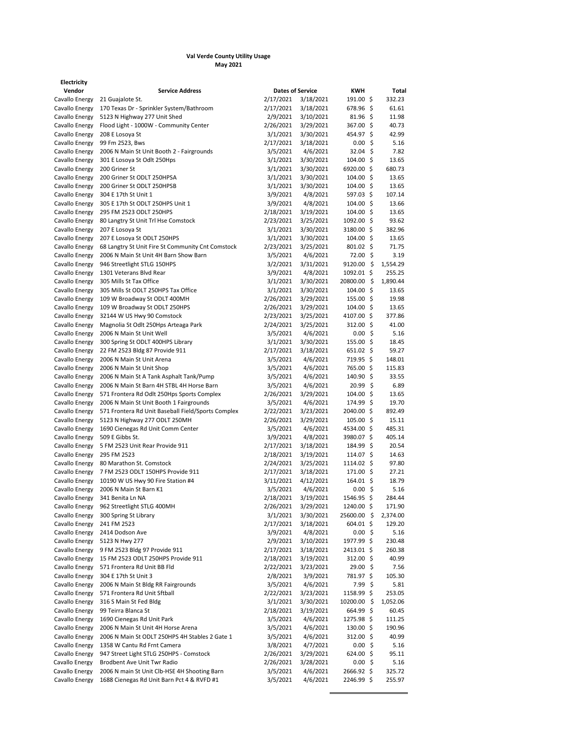**Val Verde County Utility Usage**
**May 2021**

**Electricity**

| Vendor | Service Address | Dates of Service | | KWH | Total |
|---|---|---|---|---|---|
| Cavallo Energy | 21 Guajalote St. | 2/17/2021 | 3/18/2021 | 191.00 | $ 332.23 |
| Cavallo Energy | 170 Texas Dr - Sprinkler System/Bathroom | 2/17/2021 | 3/18/2021 | 678.96 | $ 61.61 |
| Cavallo Energy | 5123 N Highway 277 Unit Shed | 2/9/2021 | 3/10/2021 | 81.96 | $ 11.98 |
| Cavallo Energy | Flood Light - 1000W - Community Center | 2/26/2021 | 3/29/2021 | 367.00 | $ 40.73 |
| Cavallo Energy | 208 E Losoya St | 3/1/2021 | 3/30/2021 | 454.97 | $ 42.99 |
| Cavallo Energy | 99 Fm 2523, Bws | 2/17/2021 | 3/18/2021 | 0.00 | $ 5.16 |
| Cavallo Energy | 2006 N Main St Unit Booth 2 - Fairgrounds | 3/5/2021 | 4/6/2021 | 32.04 | $ 7.82 |
| Cavallo Energy | 301 E Losoya St Odlt 250Hps | 3/1/2021 | 3/30/2021 | 104.00 | $ 13.65 |
| Cavallo Energy | 200 Griner St | 3/1/2021 | 3/30/2021 | 6920.00 | $ 680.73 |
| Cavallo Energy | 200 Griner St ODLT 250HPSA | 3/1/2021 | 3/30/2021 | 104.00 | $ 13.65 |
| Cavallo Energy | 200 Griner St ODLT 250HPSB | 3/1/2021 | 3/30/2021 | 104.00 | $ 13.65 |
| Cavallo Energy | 304 E 17th St Unit 1 | 3/9/2021 | 4/8/2021 | 597.03 | $ 107.14 |
| Cavallo Energy | 305 E 17th St ODLT 250HPS Unit 1 | 3/9/2021 | 4/8/2021 | 104.00 | $ 13.66 |
| Cavallo Energy | 295 FM 2523 ODLT 250HPS | 2/18/2021 | 3/19/2021 | 104.00 | $ 13.65 |
| Cavallo Energy | 80 Langtry St Unit Trl Hse Comstock | 2/23/2021 | 3/25/2021 | 1092.00 | $ 93.62 |
| Cavallo Energy | 207 E Losoya St | 3/1/2021 | 3/30/2021 | 3180.00 | $ 382.96 |
| Cavallo Energy | 207 E Losoya St ODLT 250HPS | 3/1/2021 | 3/30/2021 | 104.00 | $ 13.65 |
| Cavallo Energy | 68 Langtry St Unit Fire St Community Cnt Comstock | 2/23/2021 | 3/25/2021 | 801.02 | $ 71.75 |
| Cavallo Energy | 2006 N Main St Unit 4H Barn Show Barn | 3/5/2021 | 4/6/2021 | 72.00 | $ 3.19 |
| Cavallo Energy | 946 Streetlight STLG 150HPS | 3/2/2021 | 3/31/2021 | 9120.00 | $ 1,554.29 |
| Cavallo Energy | 1301 Veterans Blvd Rear | 3/9/2021 | 4/8/2021 | 1092.01 | $ 255.25 |
| Cavallo Energy | 305 Mills St Tax Office | 3/1/2021 | 3/30/2021 | 20800.00 | $ 1,890.44 |
| Cavallo Energy | 305 Mills St ODLT 250HPS Tax Office | 3/1/2021 | 3/30/2021 | 104.00 | $ 13.65 |
| Cavallo Energy | 109 W Broadway St ODLT 400MH | 2/26/2021 | 3/29/2021 | 155.00 | $ 19.98 |
| Cavallo Energy | 109 W Broadway St ODLT 250HPS | 2/26/2021 | 3/29/2021 | 104.00 | $ 13.65 |
| Cavallo Energy | 32144 W US Hwy 90 Comstock | 2/23/2021 | 3/25/2021 | 4107.00 | $ 377.86 |
| Cavallo Energy | Magnolia St Odlt 250Hps Arteaga Park | 2/24/2021 | 3/25/2021 | 312.00 | $ 41.00 |
| Cavallo Energy | 2006 N Main St Unit Well | 3/5/2021 | 4/6/2021 | 0.00 | $ 5.16 |
| Cavallo Energy | 300 Spring St ODLT 400HPS Library | 3/1/2021 | 3/30/2021 | 155.00 | $ 18.45 |
| Cavallo Energy | 22 FM 2523 Bldg 87 Provide 911 | 2/17/2021 | 3/18/2021 | 651.02 | $ 59.27 |
| Cavallo Energy | 2006 N Main St Unit Arena | 3/5/2021 | 4/6/2021 | 719.95 | $ 148.01 |
| Cavallo Energy | 2006 N Main St Unit Shop | 3/5/2021 | 4/6/2021 | 765.00 | $ 115.83 |
| Cavallo Energy | 2006 N Main St A Tank Asphalt Tank/Pump | 3/5/2021 | 4/6/2021 | 140.90 | $ 33.55 |
| Cavallo Energy | 2006 N Main St Barn 4H STBL 4H Horse Barn | 3/5/2021 | 4/6/2021 | 20.99 | $ 6.89 |
| Cavallo Energy | 571 Frontera Rd Odlt 250Hps Sports Complex | 2/26/2021 | 3/29/2021 | 104.00 | $ 13.65 |
| Cavallo Energy | 2006 N Main St Unit Booth 1 Fairgrounds | 3/5/2021 | 4/6/2021 | 174.99 | $ 19.70 |
| Cavallo Energy | 571 Frontera Rd Unit Baseball Field/Sports Complex | 2/22/2021 | 3/23/2021 | 2040.00 | $ 892.49 |
| Cavallo Energy | 5123 N Highway 277 ODLT 250MH | 2/26/2021 | 3/29/2021 | 105.00 | $ 15.11 |
| Cavallo Energy | 1690 Cienegas Rd Unit Comm Center | 3/5/2021 | 4/6/2021 | 4534.00 | $ 485.31 |
| Cavallo Energy | 509 E Gibbs St. | 3/9/2021 | 4/8/2021 | 3980.07 | $ 405.14 |
| Cavallo Energy | 5 FM 2523 Unit Rear Provide 911 | 2/17/2021 | 3/18/2021 | 184.99 | $ 20.54 |
| Cavallo Energy | 295 FM 2523 | 2/18/2021 | 3/19/2021 | 114.07 | $ 14.63 |
| Cavallo Energy | 80 Marathon St. Comstock | 2/24/2021 | 3/25/2021 | 1114.02 | $ 97.80 |
| Cavallo Energy | 7 FM 2523 ODLT 150HPS Provide 911 | 2/17/2021 | 3/18/2021 | 171.00 | $ 27.21 |
| Cavallo Energy | 10190 W US Hwy 90 Fire Station #4 | 3/11/2021 | 4/12/2021 | 164.01 | $ 18.79 |
| Cavallo Energy | 2006 N Main St Barn K1 | 3/5/2021 | 4/6/2021 | 0.00 | $ 5.16 |
| Cavallo Energy | 341 Benita Ln NA | 2/18/2021 | 3/19/2021 | 1546.95 | $ 284.44 |
| Cavallo Energy | 962 Streetlight STLG 400MH | 2/26/2021 | 3/29/2021 | 1240.00 | $ 171.90 |
| Cavallo Energy | 300 Spring St Library | 3/1/2021 | 3/30/2021 | 25600.00 | $ 2,374.00 |
| Cavallo Energy | 241 FM 2523 | 2/17/2021 | 3/18/2021 | 604.01 | $ 129.20 |
| Cavallo Energy | 2414 Dodson Ave | 3/9/2021 | 4/8/2021 | 0.00 | $ 5.16 |
| Cavallo Energy | 5123 N Hwy 277 | 2/9/2021 | 3/10/2021 | 1977.99 | $ 230.48 |
| Cavallo Energy | 9 FM 2523 Bldg 97 Provide 911 | 2/17/2021 | 3/18/2021 | 2413.01 | $ 260.38 |
| Cavallo Energy | 15 FM 2523 ODLT 250HPS Provide 911 | 2/18/2021 | 3/19/2021 | 312.00 | $ 40.99 |
| Cavallo Energy | 571 Frontera Rd Unit BB Fld | 2/22/2021 | 3/23/2021 | 29.00 | $ 7.56 |
| Cavallo Energy | 304 E 17th St Unit 3 | 2/8/2021 | 3/9/2021 | 781.97 | $ 105.30 |
| Cavallo Energy | 2006 N Main St Bldg RR Fairgrounds | 3/5/2021 | 4/6/2021 | 7.99 | $ 5.81 |
| Cavallo Energy | 571 Frontera Rd Unit Sftball | 2/22/2021 | 3/23/2021 | 1158.99 | $ 253.05 |
| Cavallo Energy | 316 S Main St Fed Bldg | 3/1/2021 | 3/30/2021 | 10200.00 | $ 1,052.06 |
| Cavallo Energy | 99 Teirra Blanca St | 2/18/2021 | 3/19/2021 | 664.99 | $ 60.45 |
| Cavallo Energy | 1690 Cienegas Rd Unit Park | 3/5/2021 | 4/6/2021 | 1275.98 | $ 111.25 |
| Cavallo Energy | 2006 N Main St Unit 4H Horse Arena | 3/5/2021 | 4/6/2021 | 130.00 | $ 190.96 |
| Cavallo Energy | 2006 N Main St ODLT 250HPS 4H Stables 2 Gate 1 | 3/5/2021 | 4/6/2021 | 312.00 | $ 40.99 |
| Cavallo Energy | 1358 W Cantu Rd Frnt Camera | 3/8/2021 | 4/7/2021 | 0.00 | $ 5.16 |
| Cavallo Energy | 947 Street Light STLG 250HPS - Comstock | 2/26/2021 | 3/29/2021 | 624.00 | $ 95.11 |
| Cavallo Energy | Brodbent Ave Unit Twr Radio | 2/26/2021 | 3/28/2021 | 0.00 | $ 5.16 |
| Cavallo Energy | 2006 N main St Unit Clb-HSE 4H Shooting Barn | 3/5/2021 | 4/6/2021 | 2666.92 | $ 325.72 |
| Cavallo Energy | 1688 Cienegas Rd Unit Barn Pct 4 & RVFD #1 | 3/5/2021 | 4/6/2021 | 2246.99 | $ 255.97 |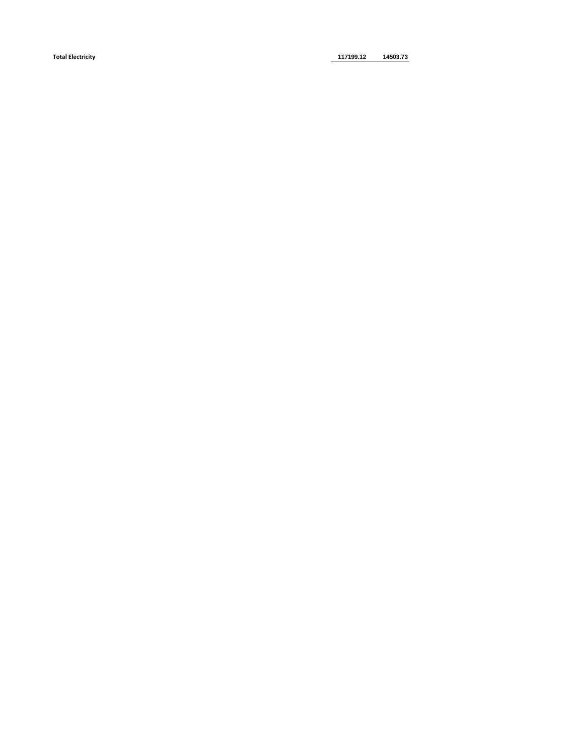| Total Electricity | 117199.12 | 14503.73 |
|---|---|---|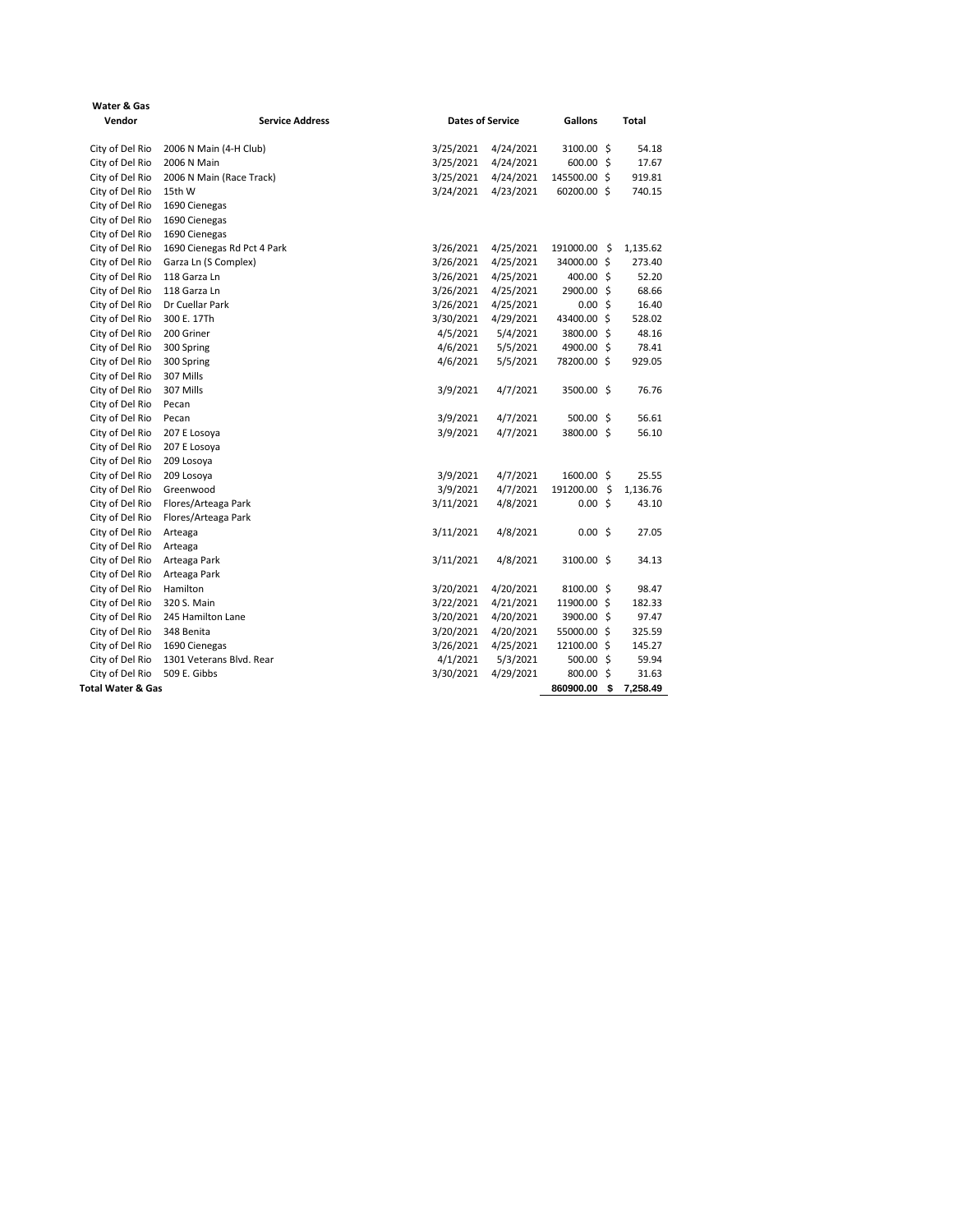**Water & Gas**

| Vendor | Service Address | Dates of Service | | Gallons | Total |
|---|---|---|---|---|---|
| City of Del Rio | 2006 N Main (4-H Club) | 3/25/2021 | 4/24/2021 | 3100.00 | $ 54.18 |
| City of Del Rio | 2006 N Main | 3/25/2021 | 4/24/2021 | 600.00 | $ 17.67 |
| City of Del Rio | 2006 N Main (Race Track) | 3/25/2021 | 4/24/2021 | 145500.00 | $ 919.81 |
| City of Del Rio | 15th W | 3/24/2021 | 4/23/2021 | 60200.00 | $ 740.15 |
| City of Del Rio | 1690 Cienegas | | | | |
| City of Del Rio | 1690 Cienegas | | | | |
| City of Del Rio | 1690 Cienegas | | | | |
| City of Del Rio | 1690 Cienegas Rd Pct 4 Park | 3/26/2021 | 4/25/2021 | 191000.00 | $ 1,135.62 |
| City of Del Rio | Garza Ln (S Complex) | 3/26/2021 | 4/25/2021 | 34000.00 | $ 273.40 |
| City of Del Rio | 118 Garza Ln | 3/26/2021 | 4/25/2021 | 400.00 | $ 52.20 |
| City of Del Rio | 118 Garza Ln | 3/26/2021 | 4/25/2021 | 2900.00 | $ 68.66 |
| City of Del Rio | Dr Cuellar Park | 3/26/2021 | 4/25/2021 | 0.00 | $ 16.40 |
| City of Del Rio | 300 E. 17Th | 3/30/2021 | 4/29/2021 | 43400.00 | $ 528.02 |
| City of Del Rio | 200 Griner | 4/5/2021 | 5/4/2021 | 3800.00 | $ 48.16 |
| City of Del Rio | 300 Spring | 4/6/2021 | 5/5/2021 | 4900.00 | $ 78.41 |
| City of Del Rio | 300 Spring | 4/6/2021 | 5/5/2021 | 78200.00 | $ 929.05 |
| City of Del Rio | 307 Mills | | | | |
| City of Del Rio | 307 Mills | 3/9/2021 | 4/7/2021 | 3500.00 | $ 76.76 |
| City of Del Rio | Pecan | | | | |
| City of Del Rio | Pecan | 3/9/2021 | 4/7/2021 | 500.00 | $ 56.61 |
| City of Del Rio | 207 E Losoya | 3/9/2021 | 4/7/2021 | 3800.00 | $ 56.10 |
| City of Del Rio | 207 E Losoya | | | | |
| City of Del Rio | 209 Losoya | | | | |
| City of Del Rio | 209 Losoya | 3/9/2021 | 4/7/2021 | 1600.00 | $ 25.55 |
| City of Del Rio | Greenwood | 3/9/2021 | 4/7/2021 | 191200.00 | $ 1,136.76 |
| City of Del Rio | Flores/Arteaga Park | 3/11/2021 | 4/8/2021 | 0.00 | $ 43.10 |
| City of Del Rio | Flores/Arteaga Park | | | | |
| City of Del Rio | Arteaga | 3/11/2021 | 4/8/2021 | 0.00 | $ 27.05 |
| City of Del Rio | Arteaga | | | | |
| City of Del Rio | Arteaga Park | 3/11/2021 | 4/8/2021 | 3100.00 | $ 34.13 |
| City of Del Rio | Arteaga Park | | | | |
| City of Del Rio | Hamilton | 3/20/2021 | 4/20/2021 | 8100.00 | $ 98.47 |
| City of Del Rio | 320 S. Main | 3/22/2021 | 4/21/2021 | 11900.00 | $ 182.33 |
| City of Del Rio | 245 Hamilton Lane | 3/20/2021 | 4/20/2021 | 3900.00 | $ 97.47 |
| City of Del Rio | 348 Benita | 3/20/2021 | 4/20/2021 | 55000.00 | $ 325.59 |
| City of Del Rio | 1690 Cienegas | 3/26/2021 | 4/25/2021 | 12100.00 | $ 145.27 |
| City of Del Rio | 1301 Veterans Blvd. Rear | 4/1/2021 | 5/3/2021 | 500.00 | $ 59.94 |
| City of Del Rio | 509 E. Gibbs | 3/30/2021 | 4/29/2021 | 800.00 | $ 31.63 |
| **Total Water & Gas** | | | | **860900.00** | **$ 7,258.49** |